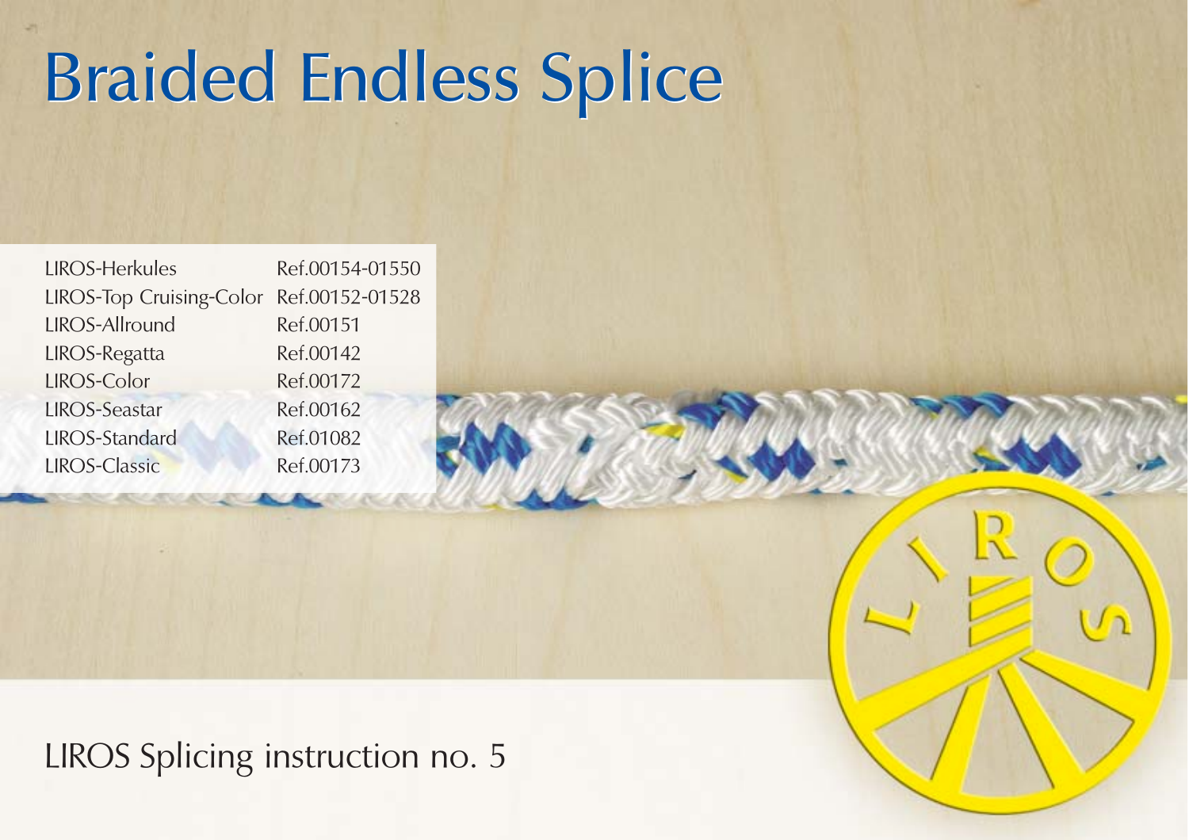# Braided Endless Splice

| | |
|---|---|
| LIROS-Herkules | Ref.00154-01550 |
| LIROS-Top Cruising-Color | Ref.00152-01528 |
| LIROS-Allround | Ref.00151 |
| LIROS-Regatta | Ref.00142 |
| LIROS-Color | Ref.00172 |
| LIROS-Seastar | Ref.00162 |
| LIROS-Standard | Ref.01082 |
| LIROS-Classic | Ref.00173 |

LIROS Splicing instruction no. 5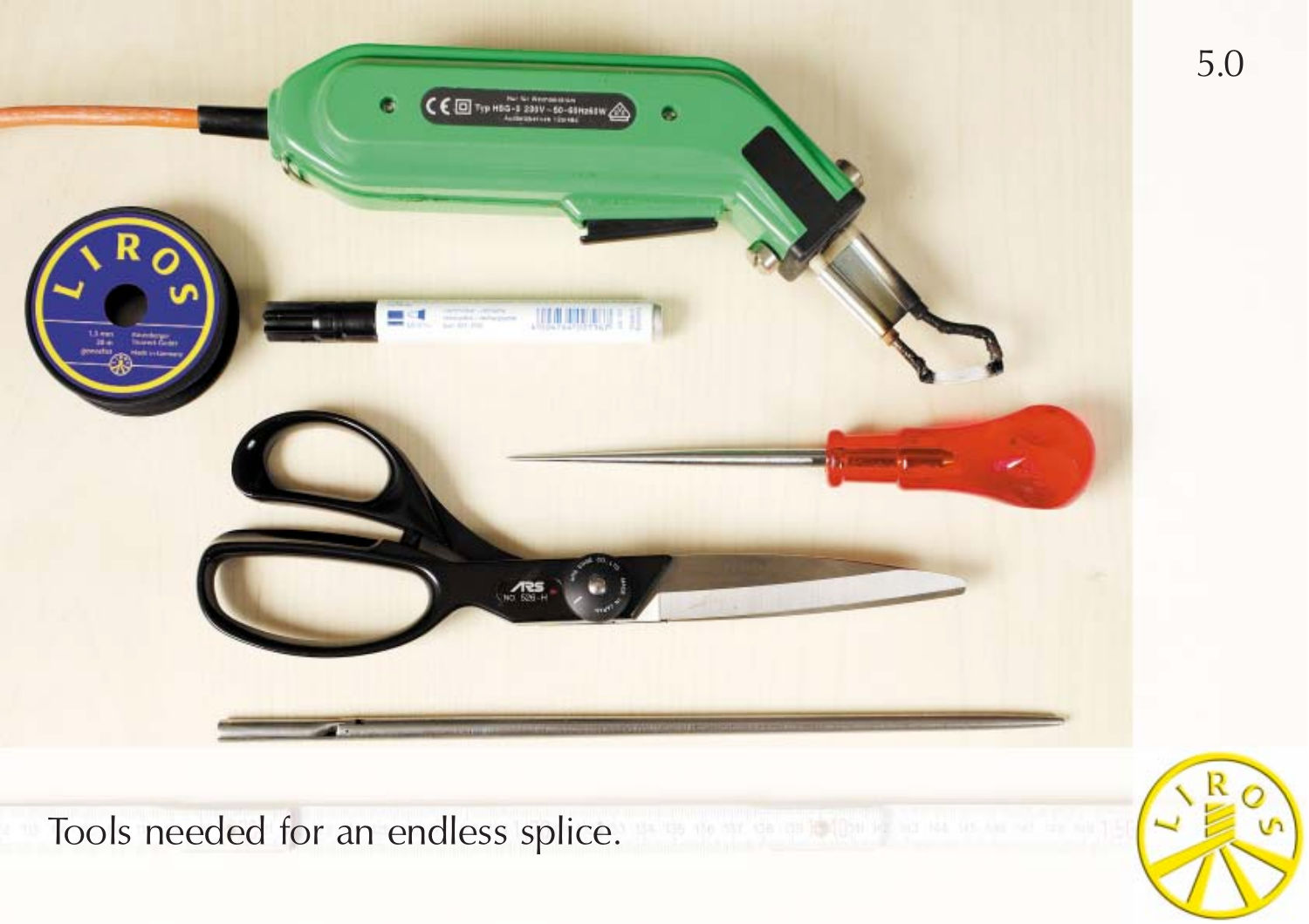Tools needed for an endless splice.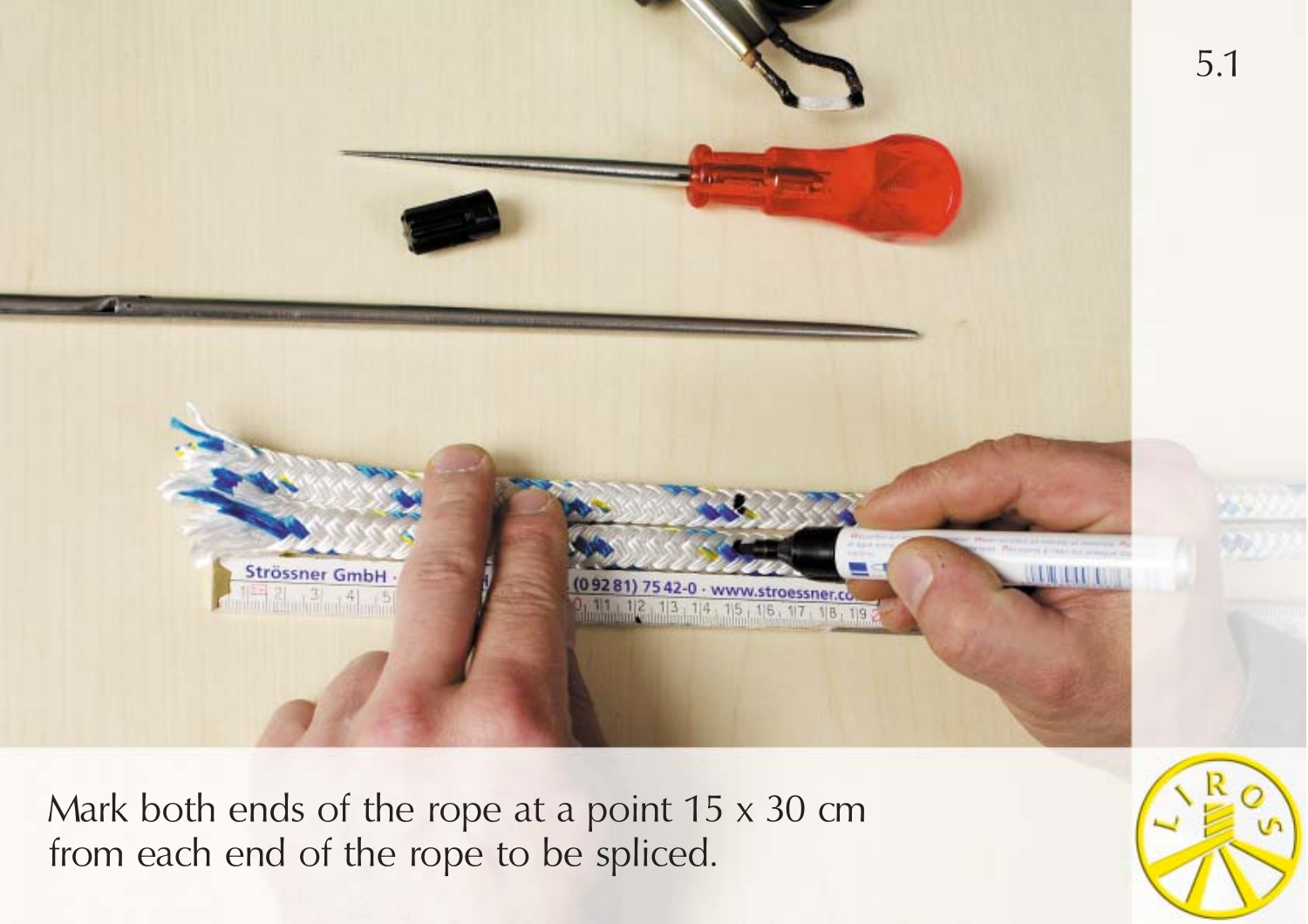Mark both ends of the rope at a point 15 x 30 cm from each end of the rope to be spliced.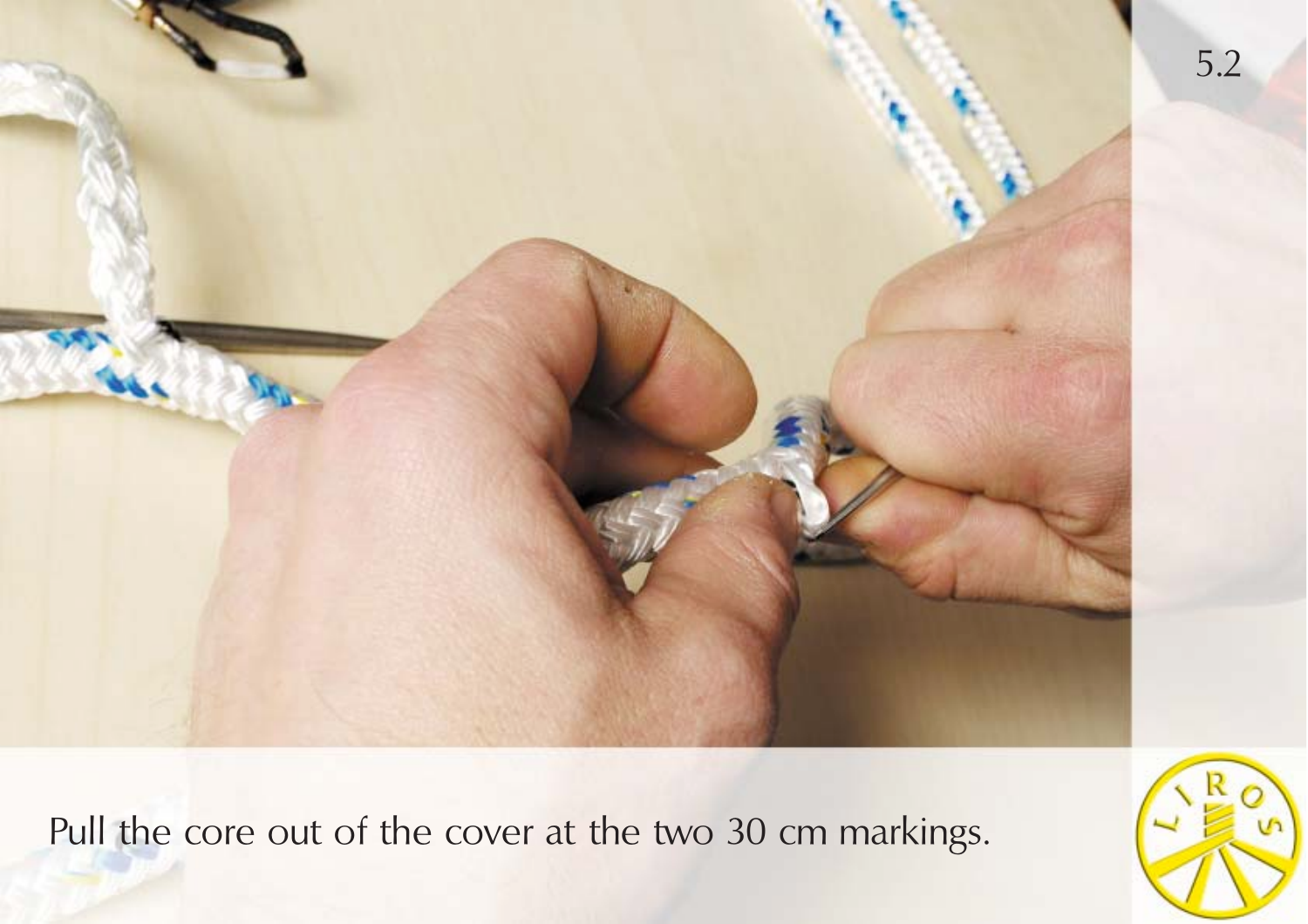5.2

Pull the core out of the cover at the two 30 cm markings.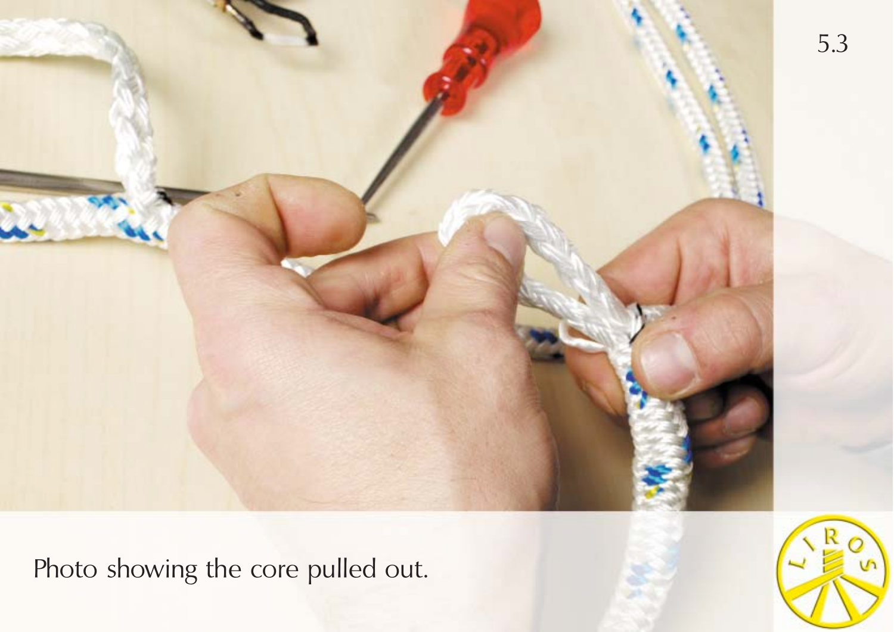Photo showing the core pulled out.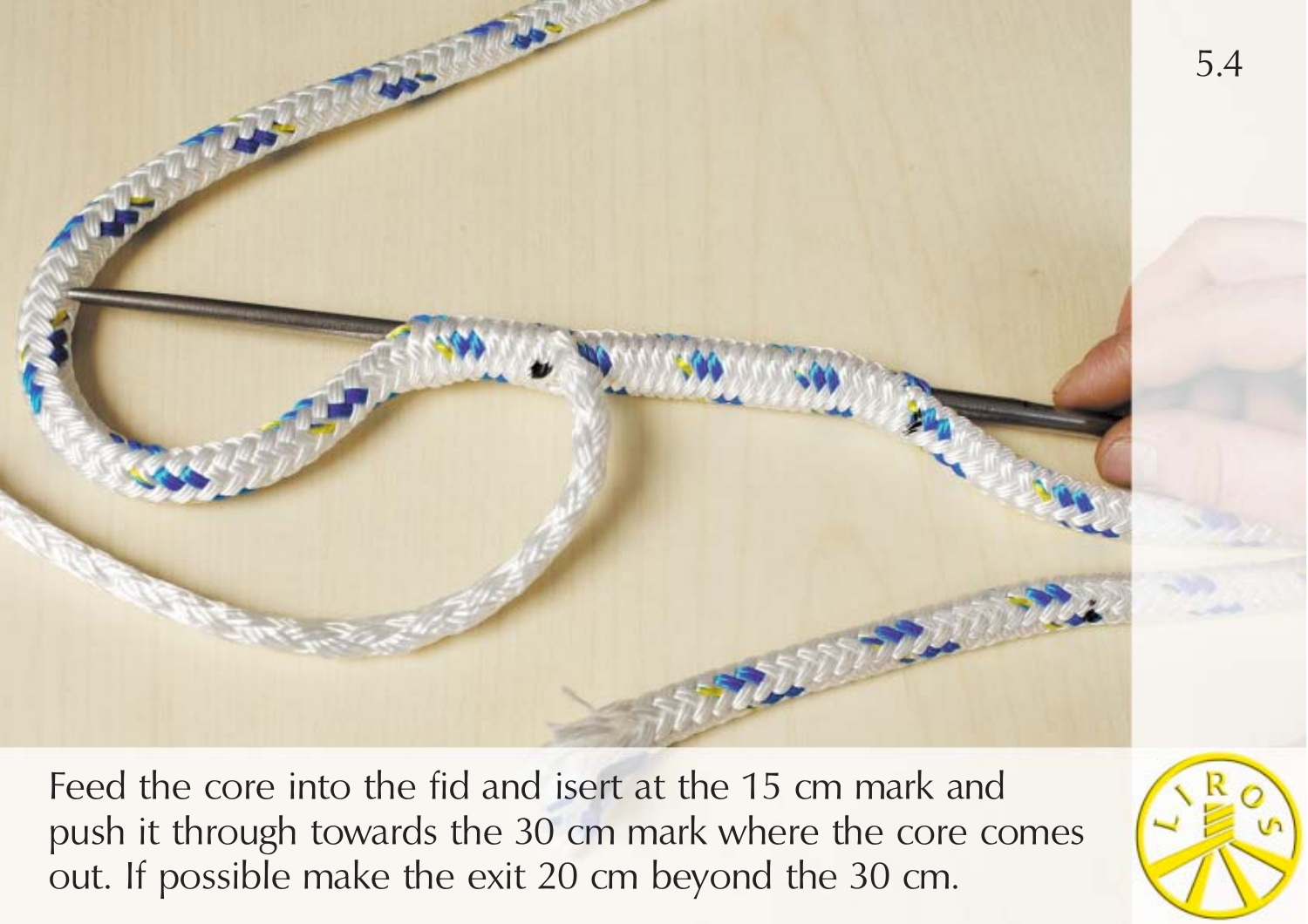Feed the core into the fid and isert at the 15 cm mark and push it through towards the 30 cm mark where the core comes out. If possible make the exit 20 cm beyond the 30 cm.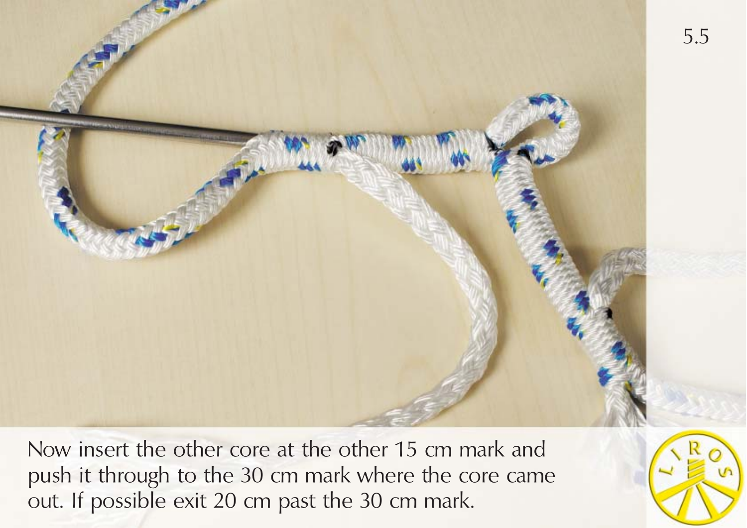Now insert the other core at the other 15 cm mark and push it through to the 30 cm mark where the core came out. If possible exit 20 cm past the 30 cm mark.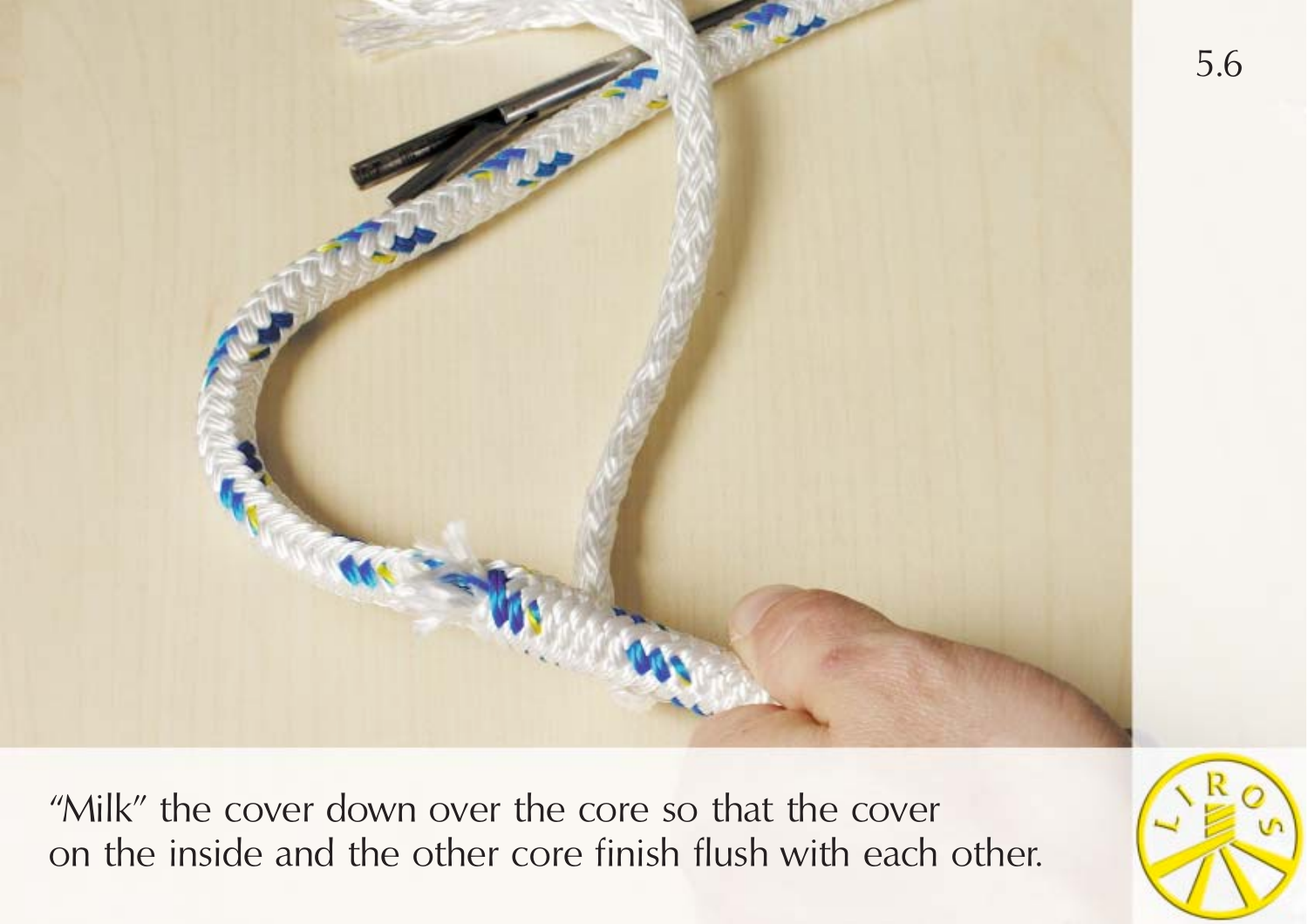"Milk" the cover down over the core so that the cover on the inside and the other core finish flush with each other.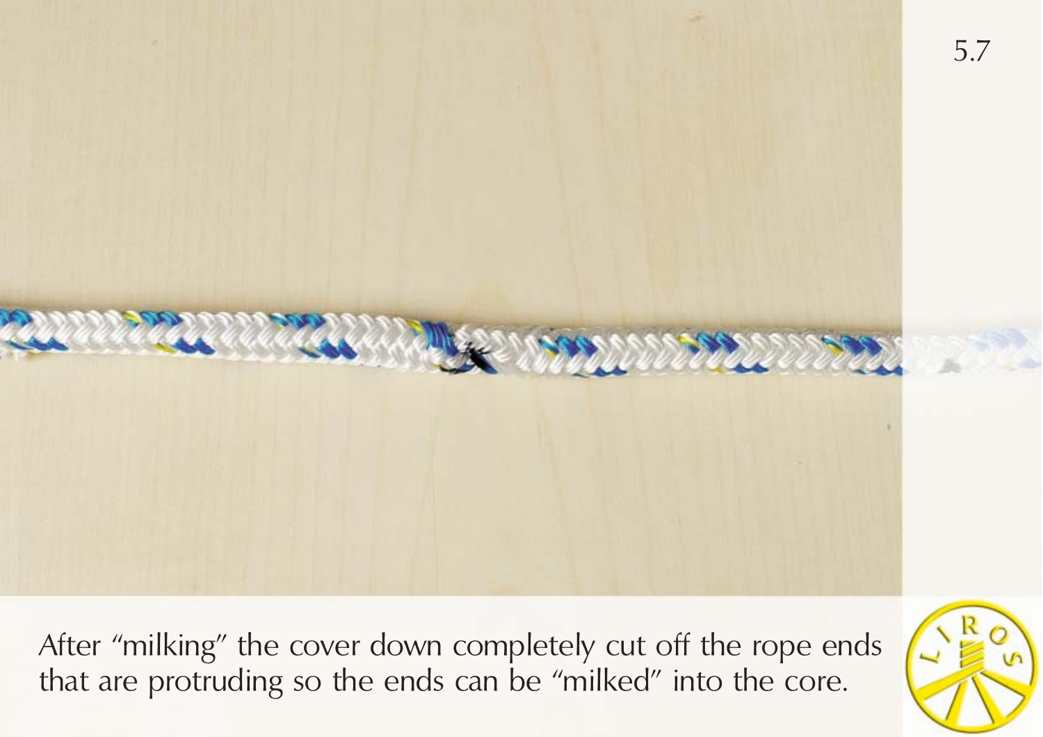After “milking” the cover down completely cut off the rope ends that are protruding so the ends can be “milked” into the core.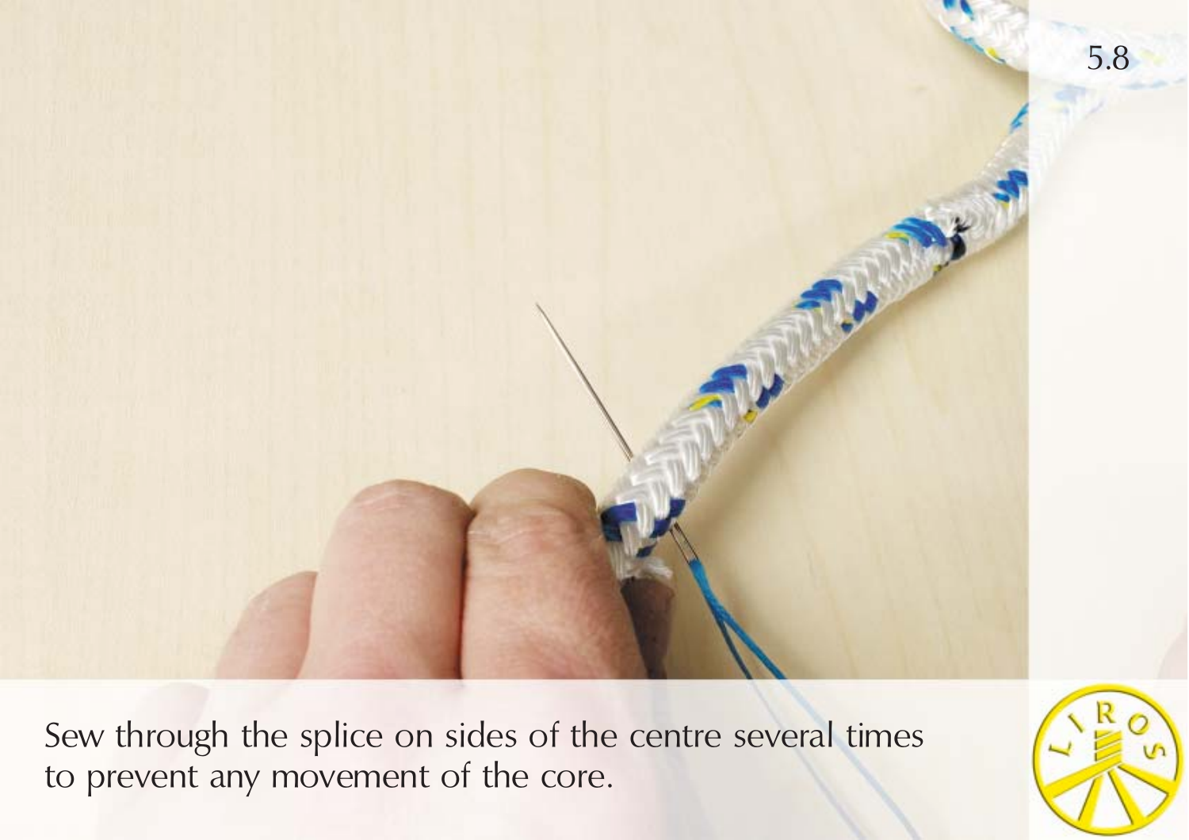5.8

Sew through the splice on sides of the centre several times to prevent any movement of the core.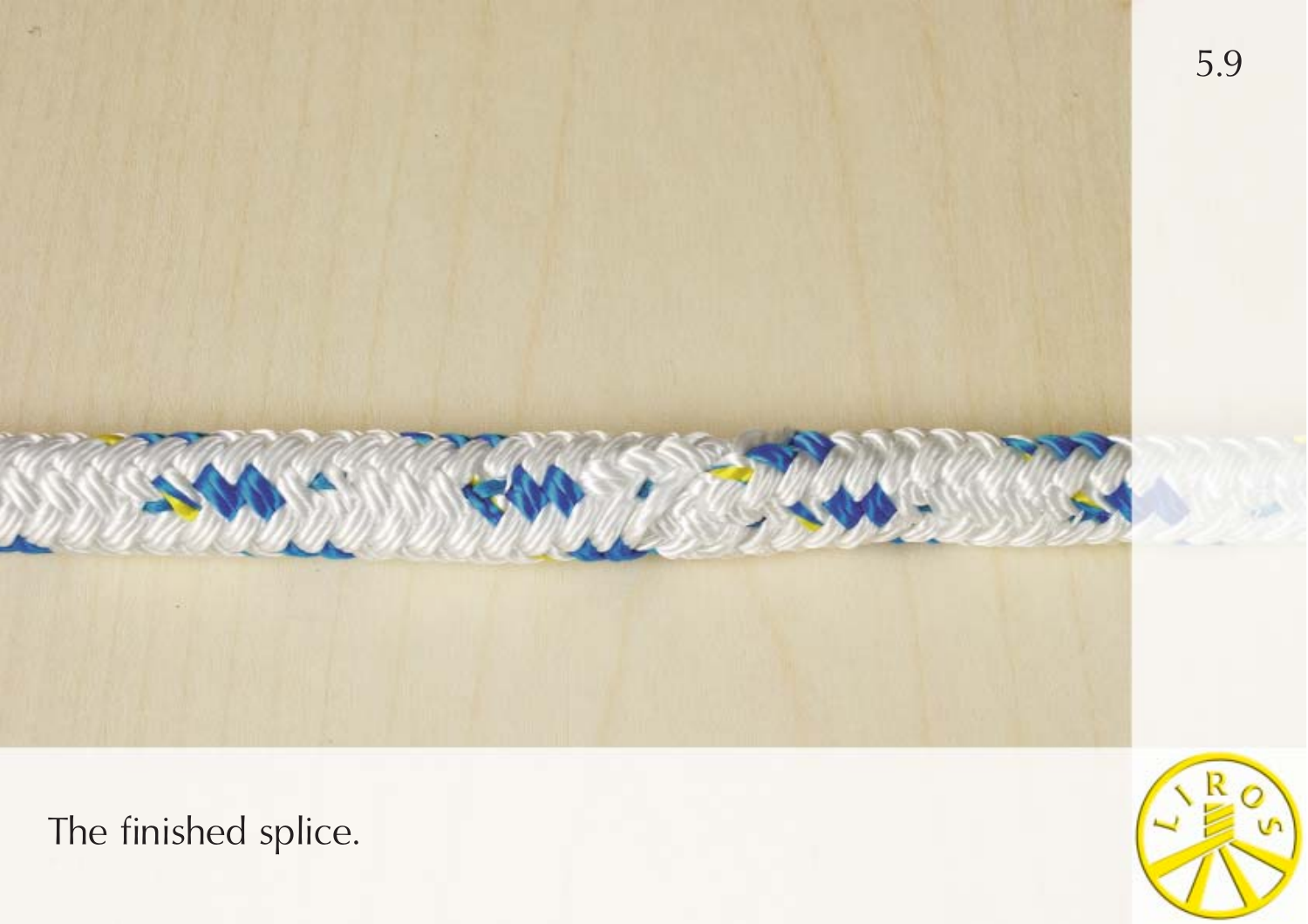The finished splice.